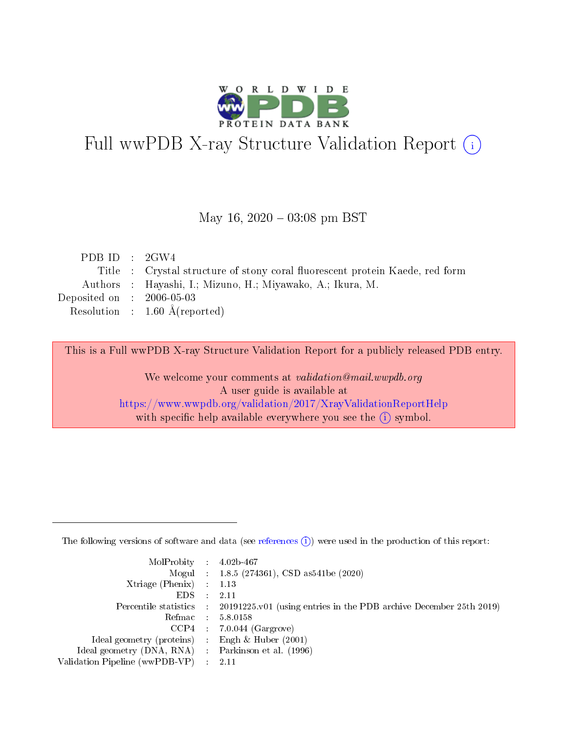# Full wwPDB X-ray Structure Validation Report (i)

May 16, 2020 – 03:08 pm BST

| | | |
|---|---|---|
| PDB ID | : | 2GW4 |
| Title | : | Crystal structure of stony coral fluorescent protein Kaede, red form |
| Authors | : | Hayashi, I.; Mizuno, H.; Miyawako, A.; Ikura, M. |
| Deposited on | : | 2006-05-03 |
| Resolution | : | 1.60 Å(reported) |

This is a Full wwPDB X-ray Structure Validation Report for a publicly released PDB entry.

We welcome your comments at *validation@mail.wwpdb.org*
A user guide is available at
https://www.wwpdb.org/validation/2017/XrayValidationReportHelp
with specific help available everywhere you see the (i) symbol.

---

The following versions of software and data (see references (i)) were used in the production of this report:

| | | |
|---|---|---|
| MolProbity | : | 4.02b-467 |
| Mogul | : | 1.8.5 (274361), CSD as541be (2020) |
| Xtriage (Phenix) | : | 1.13 |
| EDS | : | 2.11 |
| Percentile statistics | : | 20191225.v01 (using entries in the PDB archive December 25th 2019) |
| Refmac | : | 5.8.0158 |
| CCP4 | : | 7.0.044 (Gargrove) |
| Ideal geometry (proteins) | : | Engh & Huber (2001) |
| Ideal geometry (DNA, RNA) | : | Parkinson et al. (1996) |
| Validation Pipeline (wwPDB-VP) | : | 2.11 |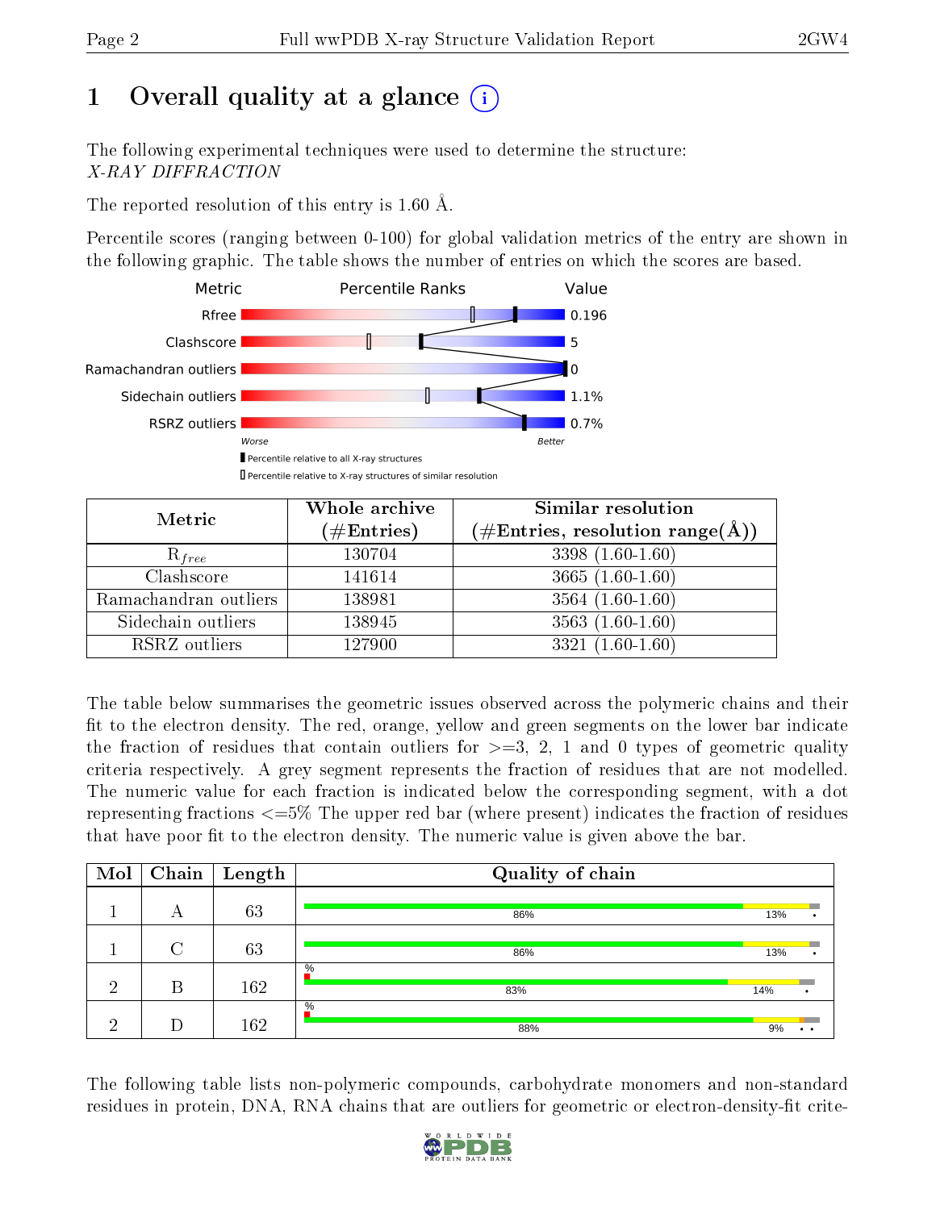# 1 Overall quality at a glance

The following experimental techniques were used to determine the structure: *X-RAY DIFFRACTION*

The reported resolution of this entry is 1.60 Å.

Percentile scores (ranging between 0-100) for global validation metrics of the entry are shown in the following graphic. The table shows the number of entries on which the scores are based.

| Metric | Value |
|---|---|
| Rfree | 0.196 |
| Clashscore | 5 |
| Ramachandran outliers | 0 |
| Sidechain outliers | 1.1% |
| RSRZ outliers | 0.7% |

| Metric | Whole archive (#Entries) | Similar resolution (#Entries, resolution range(Å)) |
|---|---|---|
| $R_{free}$ | 130704 | 3398 (1.60-1.60) |
| Clashscore | 141614 | 3665 (1.60-1.60) |
| Ramachandran outliers | 138981 | 3564 (1.60-1.60) |
| Sidechain outliers | 138945 | 3563 (1.60-1.60) |
| RSRZ outliers | 127900 | 3321 (1.60-1.60) |

The table below summarises the geometric issues observed across the polymeric chains and their fit to the electron density. The red, orange, yellow and green segments on the lower bar indicate the fraction of residues that contain outliers for >=3, 2, 1 and 0 types of geometric quality criteria respectively. A grey segment represents the fraction of residues that are not modelled. The numeric value for each fraction is indicated below the corresponding segment, with a dot representing fractions <=5% The upper red bar (where present) indicates the fraction of residues that have poor fit to the electron density. The numeric value is given above the bar.

| Mol | Chain | Length | Quality of chain |
|---|---|---|---|
| 1 | A | 63 | 86%, 13%, • |
| 1 | C | 63 | 86%, 13%, • |
| 2 | B | 162 | % ; 83%, 14%, • |
| 2 | D | 162 | % ; 88%, 9%, • • |

The following table lists non-polymeric compounds, carbohydrate monomers and non-standard residues in protein, DNA, RNA chains that are outliers for geometric or electron-density-fit crite-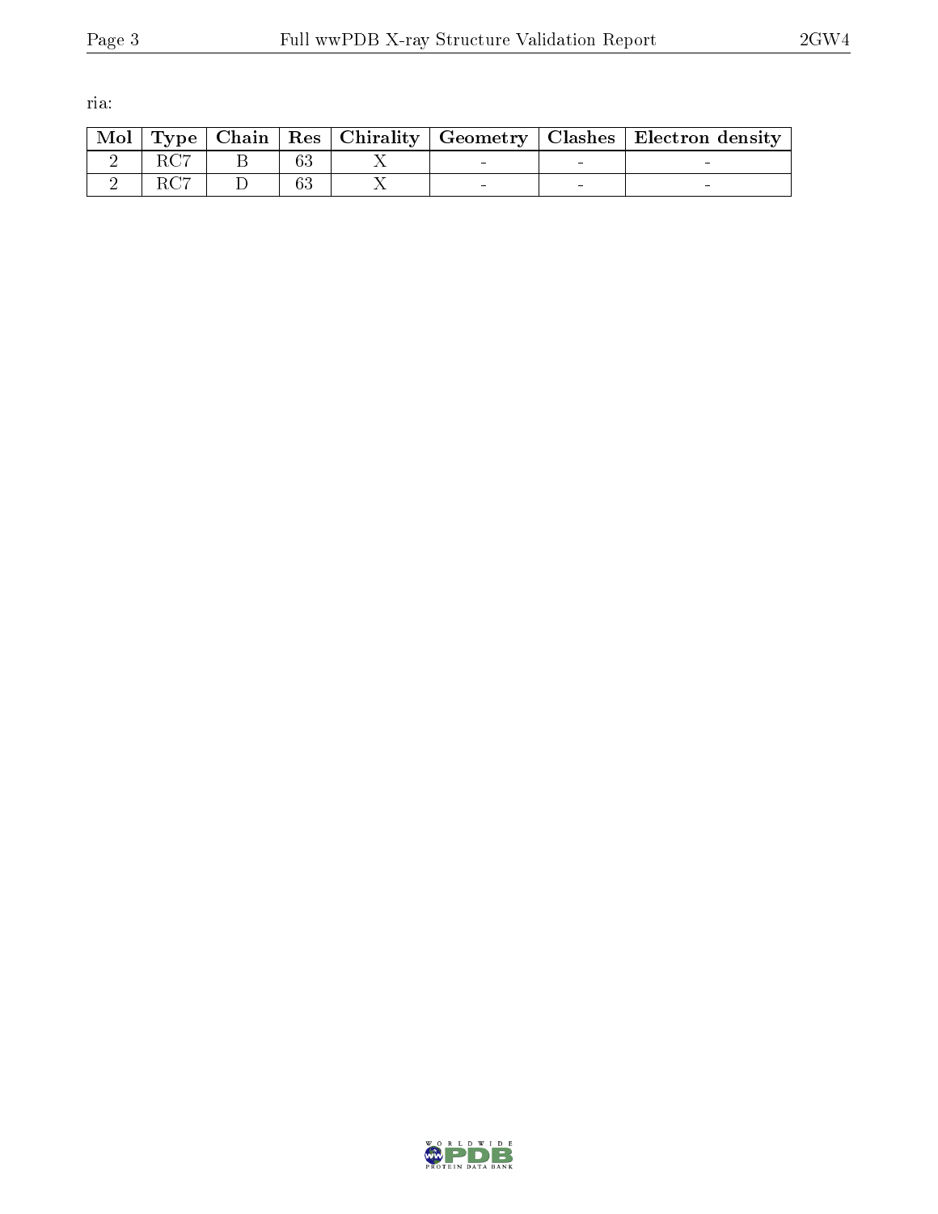ria:

| Mol | Type | Chain | Res | Chirality | Geometry | Clashes | Electron density |
|---|---|---|---|---|---|---|---|
| 2 | RC7 | B | 63 | X | - | - | - |
| 2 | RC7 | D | 63 | X | - | - | - |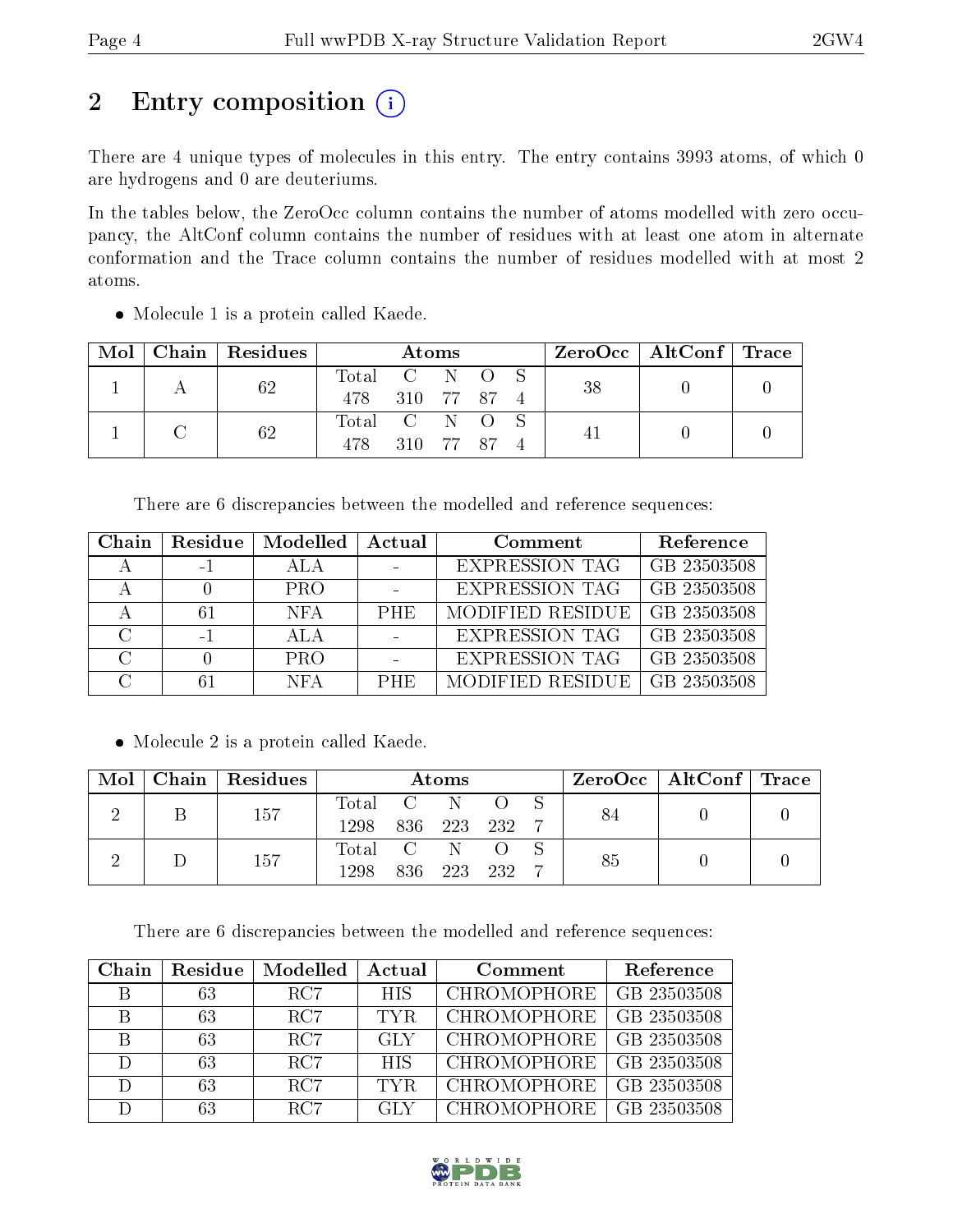# 2 Entry composition

There are 4 unique types of molecules in this entry. The entry contains 3993 atoms, of which 0 are hydrogens and 0 are deuteriums.

In the tables below, the ZeroOcc column contains the number of atoms modelled with zero occupancy, the AltConf column contains the number of residues with at least one atom in alternate conformation and the Trace column contains the number of residues modelled with at most 2 atoms.

- Molecule 1 is a protein called Kaede.

| Mol | Chain | Residues | Atoms | | | | | ZeroOcc | AltConf | Trace |
|---|---|---|---|---|---|---|---|---|---|---|
| | | | Total | C | N | O | S | | | |
| 1 | A | 62 | 478 | 310 | 77 | 87 | 4 | 38 | 0 | 0 |
| 1 | C | 62 | 478 | 310 | 77 | 87 | 4 | 41 | 0 | 0 |

There are 6 discrepancies between the modelled and reference sequences:

| Chain | Residue | Modelled | Actual | Comment | Reference |
|---|---|---|---|---|---|
| A | -1 | ALA | - | EXPRESSION TAG | GB 23503508 |
| A | 0 | PRO | - | EXPRESSION TAG | GB 23503508 |
| A | 61 | NFA | PHE | MODIFIED RESIDUE | GB 23503508 |
| C | -1 | ALA | - | EXPRESSION TAG | GB 23503508 |
| C | 0 | PRO | - | EXPRESSION TAG | GB 23503508 |
| C | 61 | NFA | PHE | MODIFIED RESIDUE | GB 23503508 |

- Molecule 2 is a protein called Kaede.

| Mol | Chain | Residues | Atoms | | | | | ZeroOcc | AltConf | Trace |
|---|---|---|---|---|---|---|---|---|---|---|
| | | | Total | C | N | O | S | | | |
| 2 | B | 157 | 1298 | 836 | 223 | 232 | 7 | 84 | 0 | 0 |
| 2 | D | 157 | 1298 | 836 | 223 | 232 | 7 | 85 | 0 | 0 |

There are 6 discrepancies between the modelled and reference sequences:

| Chain | Residue | Modelled | Actual | Comment | Reference |
|---|---|---|---|---|---|
| B | 63 | RC7 | HIS | CHROMOPHORE | GB 23503508 |
| B | 63 | RC7 | TYR | CHROMOPHORE | GB 23503508 |
| B | 63 | RC7 | GLY | CHROMOPHORE | GB 23503508 |
| D | 63 | RC7 | HIS | CHROMOPHORE | GB 23503508 |
| D | 63 | RC7 | TYR | CHROMOPHORE | GB 23503508 |
| D | 63 | RC7 | GLY | CHROMOPHORE | GB 23503508 |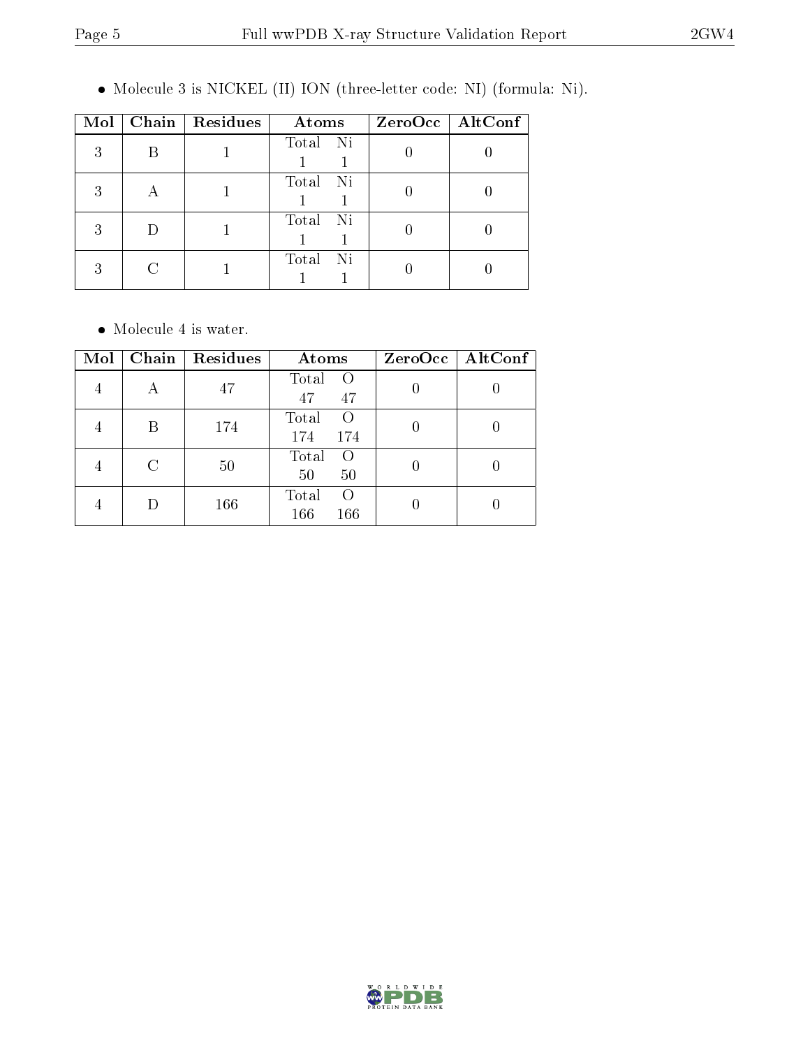- Molecule 3 is NICKEL (II) ION (three-letter code: NI) (formula: Ni).

| Mol | Chain | Residues | Atoms | ZeroOcc | AltConf |
|---|---|---|---|---|---|
| 3 | B | 1 | Total Ni<br>1 1 | 0 | 0 |
| 3 | A | 1 | Total Ni<br>1 1 | 0 | 0 |
| 3 | D | 1 | Total Ni<br>1 1 | 0 | 0 |
| 3 | C | 1 | Total Ni<br>1 1 | 0 | 0 |

- Molecule 4 is water.

| Mol | Chain | Residues | Atoms | ZeroOcc | AltConf |
|---|---|---|---|---|---|
| 4 | A | 47 | Total O<br>47 47 | 0 | 0 |
| 4 | B | 174 | Total O<br>174 174 | 0 | 0 |
| 4 | C | 50 | Total O<br>50 50 | 0 | 0 |
| 4 | D | 166 | Total O<br>166 166 | 0 | 0 |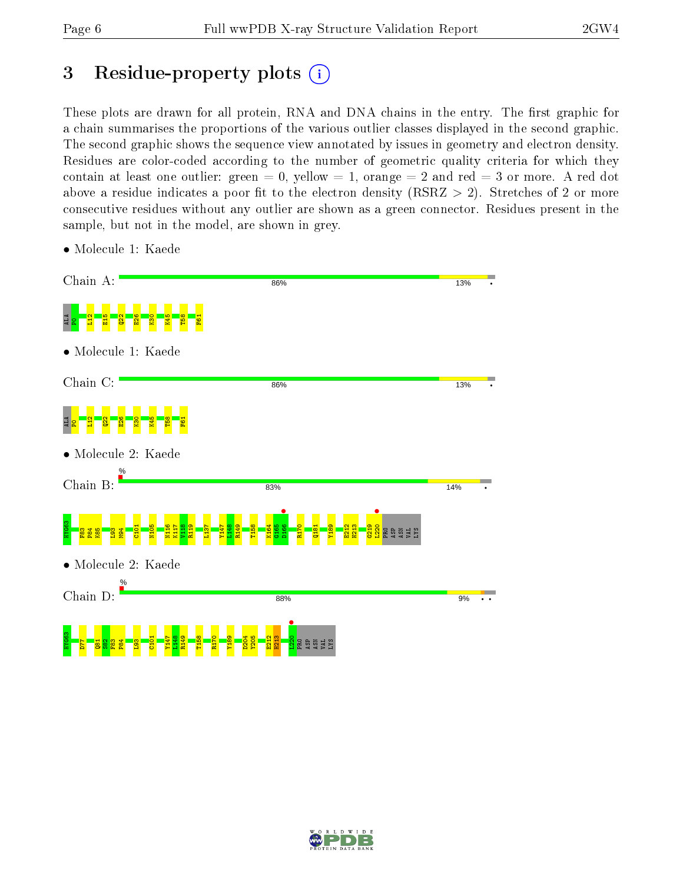# 3 Residue-property plots

These plots are drawn for all protein, RNA and DNA chains in the entry. The first graphic for a chain summarises the proportions of the various outlier classes displayed in the second graphic. The second graphic shows the sequence view annotated by issues in geometry and electron density. Residues are color-coded according to the number of geometric quality criteria for which they contain at least one outlier: green = 0, yellow = 1, orange = 2 and red = 3 or more. A red dot above a residue indicates a poor fit to the electron density (RSRZ > 2). Stretches of 2 or more consecutive residues without any outlier are shown as a green connector. Residues present in the sample, but not in the model, are shown in grey.

- Molecule 1: Kaede

Chain A: 86% 13% •

ALA P0 L12 E15 Q22 E26 K30 K45 T58 F61

- Molecule 1: Kaede

Chain C: 86% 13% •

ALA P0 L12 Q22 E26 K30 K45 T58 F61

- Molecule 2: Kaede

Chain B: % 83% 14% •

HYG63 F83 P84 K85 L93 M94 C101 N105 N116 K117 V118 R119 L137 Y147 L148 R149 T158 K164 G165 D166 R170 Q181 Y189 E212 H213 G219 L220 PRO ASP ASN VAL LYS

- Molecule 2: Kaede

Chain D: % 88% 9% • •

HYG63 D77 Q81 S82 F83 P84 L93 C101 Y147 L148 R149 T158 R170 Y189 D204 Y205 E212 H213 L220 PRO ASP ASN VAL LYS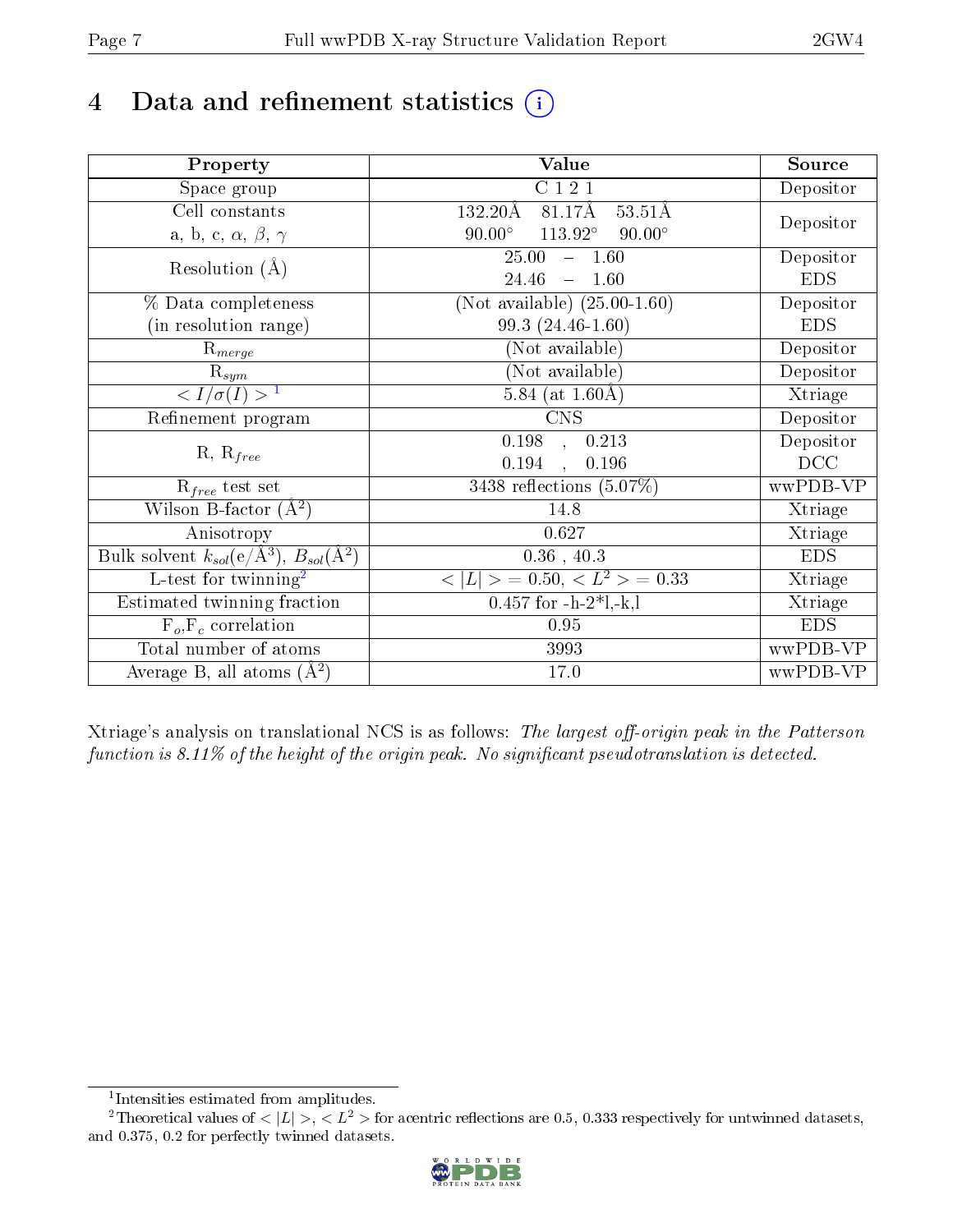# 4 Data and refinement statistics

| Property | Value | Source |
|---|---|---|
| Space group | C 1 2 1 | Depositor |
| Cell constants<br>a, b, c, $\alpha$, $\beta$, $\gamma$ | 132.20Å 81.17Å 53.51Å<br>90.00° 113.92° 90.00° | Depositor |
| Resolution (Å) | 25.00 – 1.60<br>24.46 – 1.60 | Depositor<br>EDS |
| % Data completeness<br>(in resolution range) | (Not available) (25.00-1.60)<br>99.3 (24.46-1.60) | Depositor<br>EDS |
| $R_{merge}$ | (Not available) | Depositor |
| $R_{sym}$ | (Not available) | Depositor |
| $< I/\sigma(I) >$ [1] | 5.84 (at 1.60Å) | Xtriage |
| Refinement program | CNS | Depositor |
| R, $R_{free}$ | 0.198 , 0.213<br>0.194 , 0.196 | Depositor<br>DCC |
| $R_{free}$ test set | 3438 reflections (5.07%) | wwPDB-VP |
| Wilson B-factor (Å$^2$) | 14.8 | Xtriage |
| Anisotropy | 0.627 | Xtriage |
| Bulk solvent $k_{sol}$(e/Å$^3$), $B_{sol}$(Å$^2$) | 0.36 , 40.3 | EDS |
| L-test for twinning[2] | $< \|L\| > = 0.50$, $< L^2 > = 0.33$ | Xtriage |
| Estimated twinning fraction | 0.457 for -h-2*l,-k,l | Xtriage |
| $F_o$,$F_c$ correlation | 0.95 | EDS |
| Total number of atoms | 3993 | wwPDB-VP |
| Average B, all atoms (Å$^2$) | 17.0 | wwPDB-VP |

Xtriage's analysis on translational NCS is as follows: *The largest off-origin peak in the Patterson function is 8.11% of the height of the origin peak. No significant pseudotranslation is detected.*

[1] Intensities estimated from amplitudes.

[2] Theoretical values of $< |L| >$, $< L^2 >$ for acentric reflections are 0.5, 0.333 respectively for untwinned datasets, and 0.375, 0.2 for perfectly twinned datasets.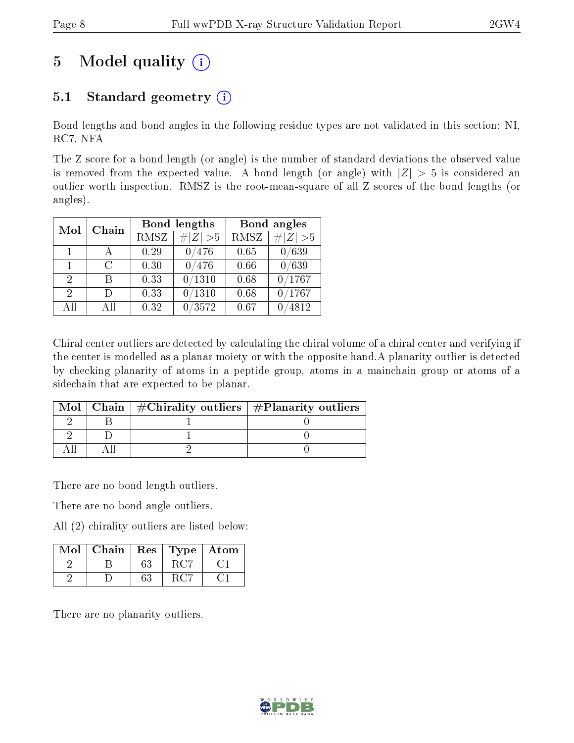# 5 Model quality (i)

## 5.1 Standard geometry (i)

Bond lengths and bond angles in the following residue types are not validated in this section: NI, RC7, NFA

The Z score for a bond length (or angle) is the number of standard deviations the observed value is removed from the expected value. A bond length (or angle) with $|Z| > 5$ is considered an outlier worth inspection. RMSZ is the root-mean-square of all Z scores of the bond lengths (or angles).

| Mol | Chain | Bond lengths | | Bond angles | |
|---|---|---|---|---|---|
| | | RMSZ | #\|Z\| >5 | RMSZ | #\|Z\| >5 |
| 1 | A | 0.29 | 0/476 | 0.65 | 0/639 |
| 1 | C | 0.30 | 0/476 | 0.66 | 0/639 |
| 2 | B | 0.33 | 0/1310 | 0.68 | 0/1767 |
| 2 | D | 0.33 | 0/1310 | 0.68 | 0/1767 |
| All | All | 0.32 | 0/3572 | 0.67 | 0/4812 |

Chiral center outliers are detected by calculating the chiral volume of a chiral center and verifying if the center is modelled as a planar moiety or with the opposite hand.A planarity outlier is detected by checking planarity of atoms in a peptide group, atoms in a mainchain group or atoms of a sidechain that are expected to be planar.

| Mol | Chain | #Chirality outliers | #Planarity outliers |
|---|---|---|---|
| 2 | B | 1 | 0 |
| 2 | D | 1 | 0 |
| All | All | 2 | 0 |

There are no bond length outliers.

There are no bond angle outliers.

All (2) chirality outliers are listed below:

| Mol | Chain | Res | Type | Atom |
|---|---|---|---|---|
| 2 | B | 63 | RC7 | C1 |
| 2 | D | 63 | RC7 | C1 |

There are no planarity outliers.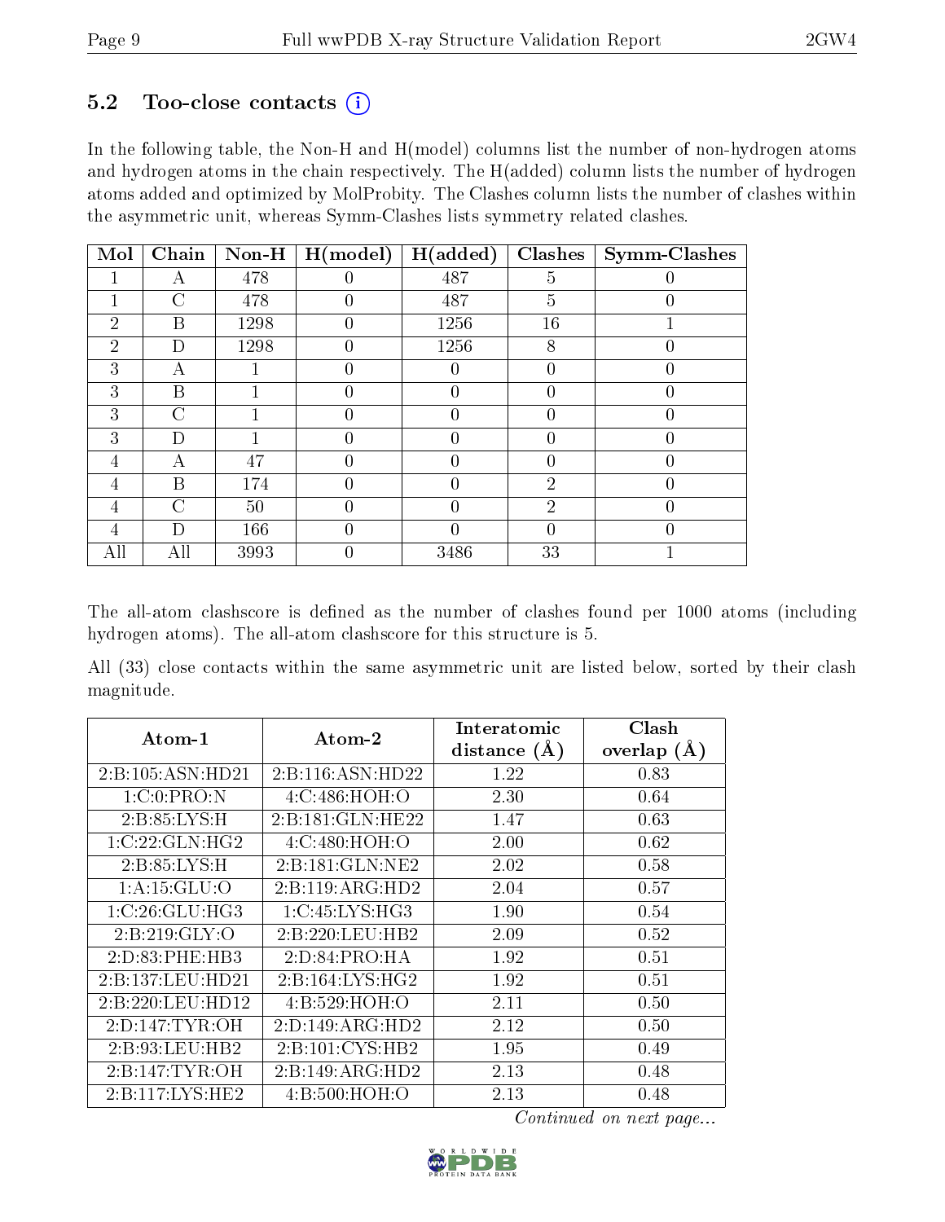### 5.2 Too-close contacts (i)

In the following table, the Non-H and H(model) columns list the number of non-hydrogen atoms and hydrogen atoms in the chain respectively. The H(added) column lists the number of hydrogen atoms added and optimized by MolProbity. The Clashes column lists the number of clashes within the asymmetric unit, whereas Symm-Clashes lists symmetry related clashes.

| Mol | Chain | Non-H | H(model) | H(added) | Clashes | Symm-Clashes |
|---|---|---|---|---|---|---|
| 1 | A | 478 | 0 | 487 | 5 | 0 |
| 1 | C | 478 | 0 | 487 | 5 | 0 |
| 2 | B | 1298 | 0 | 1256 | 16 | 1 |
| 2 | D | 1298 | 0 | 1256 | 8 | 0 |
| 3 | A | 1 | 0 | 0 | 0 | 0 |
| 3 | B | 1 | 0 | 0 | 0 | 0 |
| 3 | C | 1 | 0 | 0 | 0 | 0 |
| 3 | D | 1 | 0 | 0 | 0 | 0 |
| 4 | A | 47 | 0 | 0 | 0 | 0 |
| 4 | B | 174 | 0 | 0 | 2 | 0 |
| 4 | C | 50 | 0 | 0 | 2 | 0 |
| 4 | D | 166 | 0 | 0 | 0 | 0 |
| All | All | 3993 | 0 | 3486 | 33 | 1 |

The all-atom clashscore is defined as the number of clashes found per 1000 atoms (including hydrogen atoms). The all-atom clashscore for this structure is 5.

All (33) close contacts within the same asymmetric unit are listed below, sorted by their clash magnitude.

| Atom-1 | Atom-2 | Interatomic distance (Å) | Clash overlap (Å) |
|---|---|---|---|
| 2:B:105:ASN:HD21 | 2:B:116:ASN:HD22 | 1.22 | 0.83 |
| 1:C:0:PRO:N | 4:C:486:HOH:O | 2.30 | 0.64 |
| 2:B:85:LYS:H | 2:B:181:GLN:HE22 | 1.47 | 0.63 |
| 1:C:22:GLN:HG2 | 4:C:480:HOH:O | 2.00 | 0.62 |
| 2:B:85:LYS:H | 2:B:181:GLN:NE2 | 2.02 | 0.58 |
| 1:A:15:GLU:O | 2:B:119:ARG:HD2 | 2.04 | 0.57 |
| 1:C:26:GLU:HG3 | 1:C:45:LYS:HG3 | 1.90 | 0.54 |
| 2:B:219:GLY:O | 2:B:220:LEU:HB2 | 2.09 | 0.52 |
| 2:D:83:PHE:HB3 | 2:D:84:PRO:HA | 1.92 | 0.51 |
| 2:B:137:LEU:HD21 | 2:B:164:LYS:HG2 | 1.92 | 0.51 |
| 2:B:220:LEU:HD12 | 4:B:529:HOH:O | 2.11 | 0.50 |
| 2:D:147:TYR:OH | 2:D:149:ARG:HD2 | 2.12 | 0.50 |
| 2:B:93:LEU:HB2 | 2:B:101:CYS:HB2 | 1.95 | 0.49 |
| 2:B:147:TYR:OH | 2:B:149:ARG:HD2 | 2.13 | 0.48 |
| 2:B:117:LYS:HE2 | 4:B:500:HOH:O | 2.13 | 0.48 |

*Continued on next page...*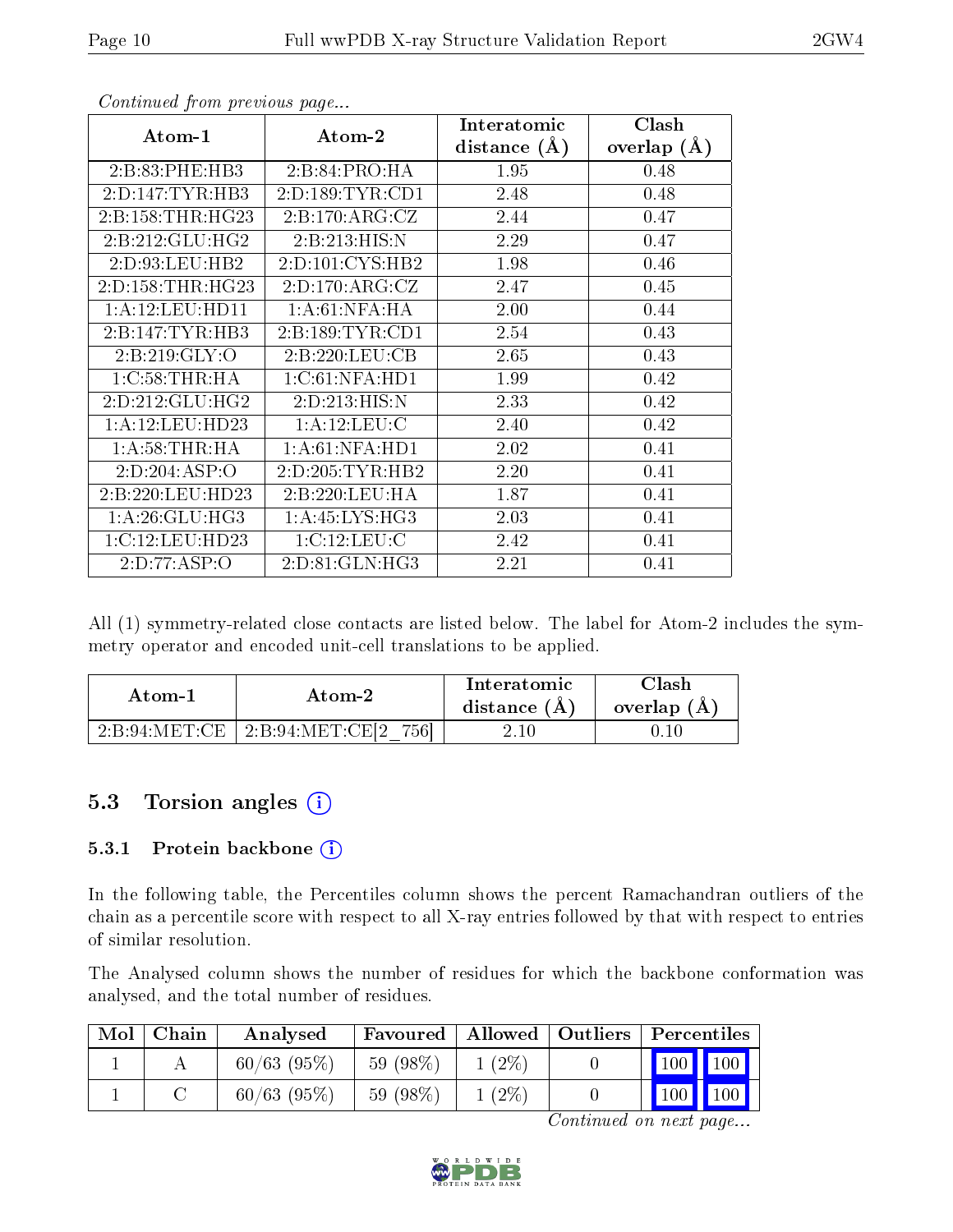*Continued from previous page...*

| Atom-1 | Atom-2 | Interatomic distance (Å) | Clash overlap (Å) |
|---|---|---|---|
| 2:B:83:PHE:HB3 | 2:B:84:PRO:HA | 1.95 | 0.48 |
| 2:D:147:TYR:HB3 | 2:D:189:TYR:CD1 | 2.48 | 0.48 |
| 2:B:158:THR:HG23 | 2:B:170:ARG:CZ | 2.44 | 0.47 |
| 2:B:212:GLU:HG2 | 2:B:213:HIS:N | 2.29 | 0.47 |
| 2:D:93:LEU:HB2 | 2:D:101:CYS:HB2 | 1.98 | 0.46 |
| 2:D:158:THR:HG23 | 2:D:170:ARG:CZ | 2.47 | 0.45 |
| 1:A:12:LEU:HD11 | 1:A:61:NFA:HA | 2.00 | 0.44 |
| 2:B:147:TYR:HB3 | 2:B:189:TYR:CD1 | 2.54 | 0.43 |
| 2:B:219:GLY:O | 2:B:220:LEU:CB | 2.65 | 0.43 |
| 1:C:58:THR:HA | 1:C:61:NFA:HD1 | 1.99 | 0.42 |
| 2:D:212:GLU:HG2 | 2:D:213:HIS:N | 2.33 | 0.42 |
| 1:A:12:LEU:HD23 | 1:A:12:LEU:C | 2.40 | 0.42 |
| 1:A:58:THR:HA | 1:A:61:NFA:HD1 | 2.02 | 0.41 |
| 2:D:204:ASP:O | 2:D:205:TYR:HB2 | 2.20 | 0.41 |
| 2:B:220:LEU:HD23 | 2:B:220:LEU:HA | 1.87 | 0.41 |
| 1:A:26:GLU:HG3 | 1:A:45:LYS:HG3 | 2.03 | 0.41 |
| 1:C:12:LEU:HD23 | 1:C:12:LEU:C | 2.42 | 0.41 |
| 2:D:77:ASP:O | 2:D:81:GLN:HG3 | 2.21 | 0.41 |

All (1) symmetry-related close contacts are listed below. The label for Atom-2 includes the symmetry operator and encoded unit-cell translations to be applied.

| Atom-1 | Atom-2 | Interatomic distance (Å) | Clash overlap (Å) |
|---|---|---|---|
| 2:B:94:MET:CE | 2:B:94:MET:CE[2_756] | 2.10 | 0.10 |

## 5.3 Torsion angles

### 5.3.1 Protein backbone

In the following table, the Percentiles column shows the percent Ramachandran outliers of the chain as a percentile score with respect to all X-ray entries followed by that with respect to entries of similar resolution.

The Analysed column shows the number of residues for which the backbone conformation was analysed, and the total number of residues.

| Mol | Chain | Analysed | Favoured | Allowed | Outliers | Percentiles | |
|---|---|---|---|---|---|---|---|
| 1 | A | 60/63 (95%) | 59 (98%) | 1 (2%) | 0 | 100 | 100 |
| 1 | C | 60/63 (95%) | 59 (98%) | 1 (2%) | 0 | 100 | 100 |

*Continued on next page...*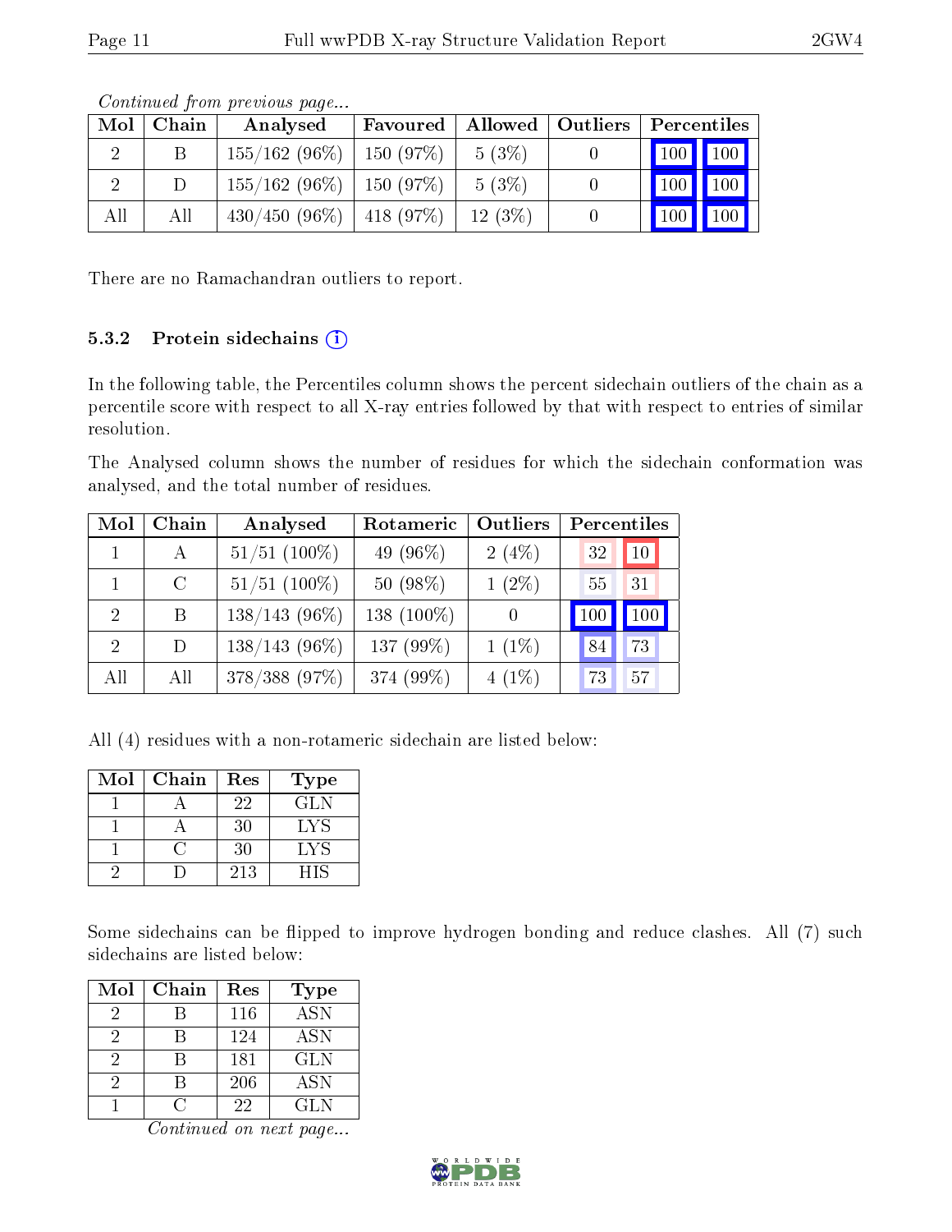*Continued from previous page...*

| Mol | Chain | Analysed | Favoured | Allowed | Outliers | Percentiles | |
|---|---|---|---|---|---|---|---|
| 2 | B | 155/162 (96%) | 150 (97%) | 5 (3%) | 0 | 100 | 100 |
| 2 | D | 155/162 (96%) | 150 (97%) | 5 (3%) | 0 | 100 | 100 |
| All | All | 430/450 (96%) | 418 (97%) | 12 (3%) | 0 | 100 | 100 |

There are no Ramachandran outliers to report.

### 5.3.2 Protein sidechains

In the following table, the Percentiles column shows the percent sidechain outliers of the chain as a percentile score with respect to all X-ray entries followed by that with respect to entries of similar resolution.

The Analysed column shows the number of residues for which the sidechain conformation was analysed, and the total number of residues.

| Mol | Chain | Analysed | Rotameric | Outliers | Percentiles | |
|---|---|---|---|---|---|---|
| 1 | A | 51/51 (100%) | 49 (96%) | 2 (4%) | 32 | 10 |
| 1 | C | 51/51 (100%) | 50 (98%) | 1 (2%) | 55 | 31 |
| 2 | B | 138/143 (96%) | 138 (100%) | 0 | 100 | 100 |
| 2 | D | 138/143 (96%) | 137 (99%) | 1 (1%) | 84 | 73 |
| All | All | 378/388 (97%) | 374 (99%) | 4 (1%) | 73 | 57 |

All (4) residues with a non-rotameric sidechain are listed below:

| Mol | Chain | Res | Type |
|---|---|---|---|
| 1 | A | 22 | GLN |
| 1 | A | 30 | LYS |
| 1 | C | 30 | LYS |
| 2 | D | 213 | HIS |

Some sidechains can be flipped to improve hydrogen bonding and reduce clashes. All (7) such sidechains are listed below:

| Mol | Chain | Res | Type |
|---|---|---|---|
| 2 | B | 116 | ASN |
| 2 | B | 124 | ASN |
| 2 | B | 181 | GLN |
| 2 | B | 206 | ASN |
| 1 | C | 22 | GLN |

*Continued on next page...*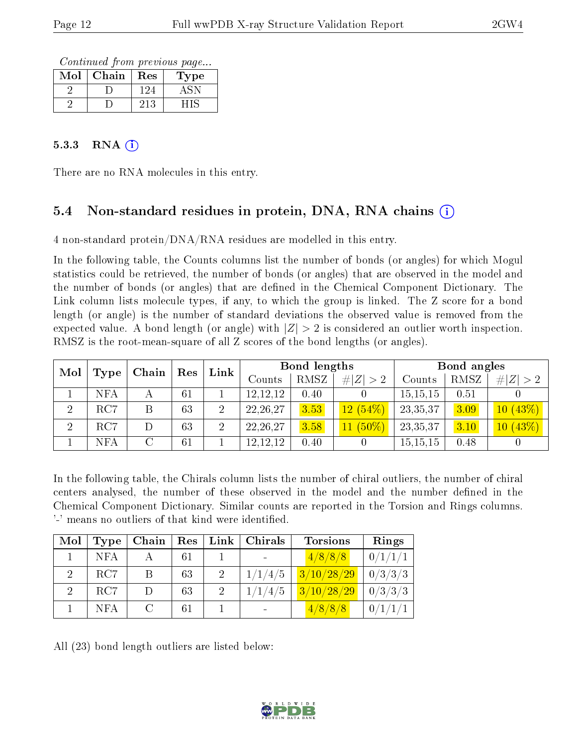*Continued from previous page...*

| Mol | Chain | Res | Type |
|---|---|---|---|
| 2 | D | 124 | ASN |
| 2 | D | 213 | HIS |

#### 5.3.3 RNA (i)

There are no RNA molecules in this entry.

### 5.4 Non-standard residues in protein, DNA, RNA chains (i)

4 non-standard protein/DNA/RNA residues are modelled in this entry.

In the following table, the Counts columns list the number of bonds (or angles) for which Mogul statistics could be retrieved, the number of bonds (or angles) that are observed in the model and the number of bonds (or angles) that are defined in the Chemical Component Dictionary. The Link column lists molecule types, if any, to which the group is linked. The Z score for a bond length (or angle) is the number of standard deviations the observed value is removed from the expected value. A bond length (or angle) with $|Z| > 2$ is considered an outlier worth inspection. RMSZ is the root-mean-square of all Z scores of the bond lengths (or angles).

| Mol | Type | Chain | Res | Link | Bond lengths | | | Bond angles | | |
|---|---|---|---|---|---|---|---|---|---|---|
| | | | | | Counts | RMSZ | $\#\|Z\| > 2$ | Counts | RMSZ | $\#\|Z\| > 2$ |
| 1 | NFA | A | 61 | 1 | 12,12,12 | 0.40 | 0 | 15,15,15 | 0.51 | 0 |
| 2 | RC7 | B | 63 | 2 | 22,26,27 | 3.53 | 12 (54%) | 23,35,37 | 3.09 | 10 (43%) |
| 2 | RC7 | D | 63 | 2 | 22,26,27 | 3.58 | 11 (50%) | 23,35,37 | 3.10 | 10 (43%) |
| 1 | NFA | C | 61 | 1 | 12,12,12 | 0.40 | 0 | 15,15,15 | 0.48 | 0 |

In the following table, the Chirals column lists the number of chiral outliers, the number of chiral centers analysed, the number of these observed in the model and the number defined in the Chemical Component Dictionary. Similar counts are reported in the Torsion and Rings columns. '-' means no outliers of that kind were identified.

| Mol | Type | Chain | Res | Link | Chirals | Torsions | Rings |
|---|---|---|---|---|---|---|---|
| 1 | NFA | A | 61 | 1 | - | 4/8/8/8 | 0/1/1/1 |
| 2 | RC7 | B | 63 | 2 | 1/1/4/5 | 3/10/28/29 | 0/3/3/3 |
| 2 | RC7 | D | 63 | 2 | 1/1/4/5 | 3/10/28/29 | 0/3/3/3 |
| 1 | NFA | C | 61 | 1 | - | 4/8/8/8 | 0/1/1/1 |

All (23) bond length outliers are listed below: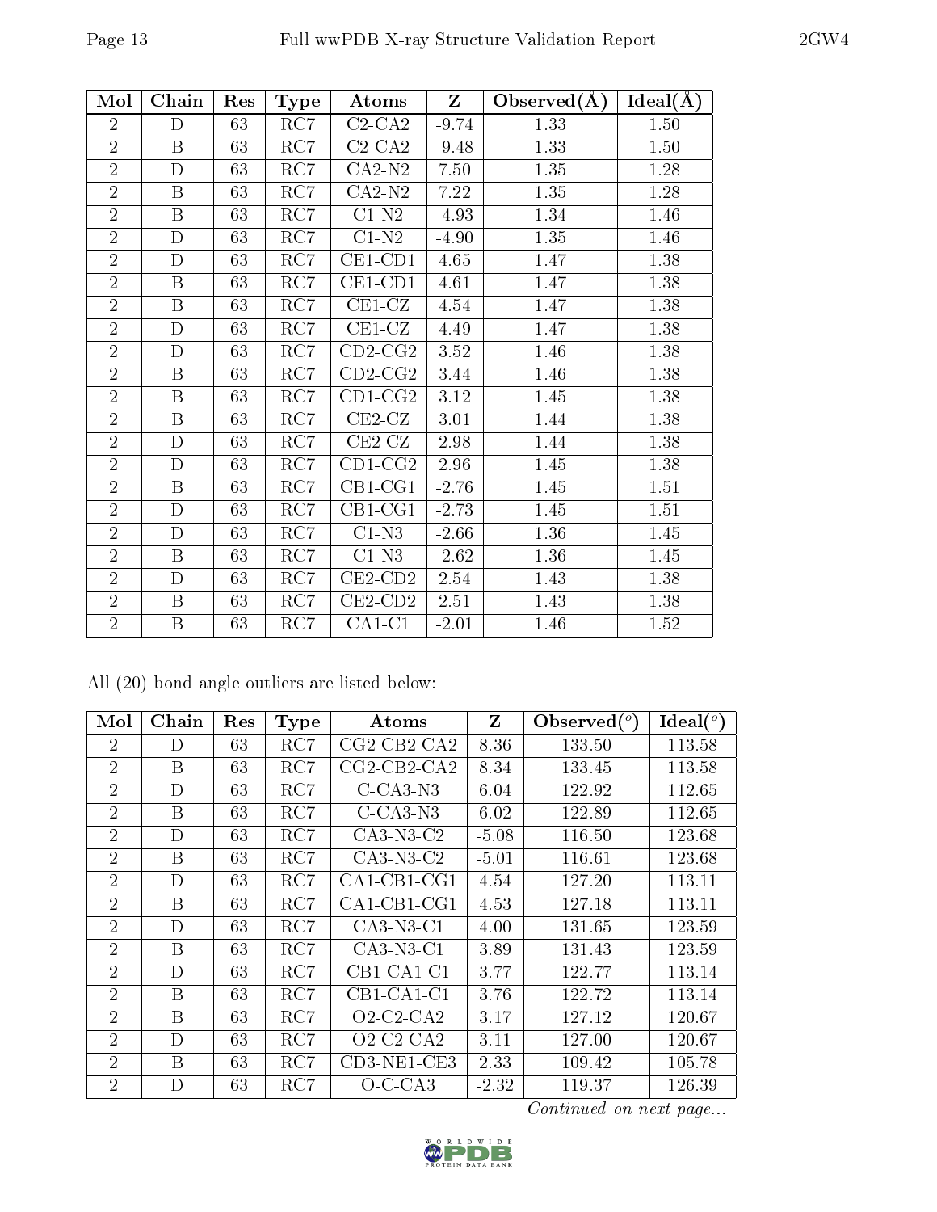| Mol | Chain | Res | Type | Atoms | Z | Observed(Å) | Ideal(Å) |
|---|---|---|---|---|---|---|---|
| 2 | D | 63 | RC7 | C2-CA2 | -9.74 | 1.33 | 1.50 |
| 2 | B | 63 | RC7 | C2-CA2 | -9.48 | 1.33 | 1.50 |
| 2 | D | 63 | RC7 | CA2-N2 | 7.50 | 1.35 | 1.28 |
| 2 | B | 63 | RC7 | CA2-N2 | 7.22 | 1.35 | 1.28 |
| 2 | B | 63 | RC7 | C1-N2 | -4.93 | 1.34 | 1.46 |
| 2 | D | 63 | RC7 | C1-N2 | -4.90 | 1.35 | 1.46 |
| 2 | D | 63 | RC7 | CE1-CD1 | 4.65 | 1.47 | 1.38 |
| 2 | B | 63 | RC7 | CE1-CD1 | 4.61 | 1.47 | 1.38 |
| 2 | B | 63 | RC7 | CE1-CZ | 4.54 | 1.47 | 1.38 |
| 2 | D | 63 | RC7 | CE1-CZ | 4.49 | 1.47 | 1.38 |
| 2 | D | 63 | RC7 | CD2-CG2 | 3.52 | 1.46 | 1.38 |
| 2 | B | 63 | RC7 | CD2-CG2 | 3.44 | 1.46 | 1.38 |
| 2 | B | 63 | RC7 | CD1-CG2 | 3.12 | 1.45 | 1.38 |
| 2 | B | 63 | RC7 | CE2-CZ | 3.01 | 1.44 | 1.38 |
| 2 | D | 63 | RC7 | CE2-CZ | 2.98 | 1.44 | 1.38 |
| 2 | D | 63 | RC7 | CD1-CG2 | 2.96 | 1.45 | 1.38 |
| 2 | B | 63 | RC7 | CB1-CG1 | -2.76 | 1.45 | 1.51 |
| 2 | D | 63 | RC7 | CB1-CG1 | -2.73 | 1.45 | 1.51 |
| 2 | D | 63 | RC7 | C1-N3 | -2.66 | 1.36 | 1.45 |
| 2 | B | 63 | RC7 | C1-N3 | -2.62 | 1.36 | 1.45 |
| 2 | D | 63 | RC7 | CE2-CD2 | 2.54 | 1.43 | 1.38 |
| 2 | B | 63 | RC7 | CE2-CD2 | 2.51 | 1.43 | 1.38 |
| 2 | B | 63 | RC7 | CA1-C1 | -2.01 | 1.46 | 1.52 |

All (20) bond angle outliers are listed below:

| Mol | Chain | Res | Type | Atoms | Z | Observed(°) | Ideal(°) |
|---|---|---|---|---|---|---|---|
| 2 | D | 63 | RC7 | CG2-CB2-CA2 | 8.36 | 133.50 | 113.58 |
| 2 | B | 63 | RC7 | CG2-CB2-CA2 | 8.34 | 133.45 | 113.58 |
| 2 | D | 63 | RC7 | C-CA3-N3 | 6.04 | 122.92 | 112.65 |
| 2 | B | 63 | RC7 | C-CA3-N3 | 6.02 | 122.89 | 112.65 |
| 2 | D | 63 | RC7 | CA3-N3-C2 | -5.08 | 116.50 | 123.68 |
| 2 | B | 63 | RC7 | CA3-N3-C2 | -5.01 | 116.61 | 123.68 |
| 2 | D | 63 | RC7 | CA1-CB1-CG1 | 4.54 | 127.20 | 113.11 |
| 2 | B | 63 | RC7 | CA1-CB1-CG1 | 4.53 | 127.18 | 113.11 |
| 2 | D | 63 | RC7 | CA3-N3-C1 | 4.00 | 131.65 | 123.59 |
| 2 | B | 63 | RC7 | CA3-N3-C1 | 3.89 | 131.43 | 123.59 |
| 2 | D | 63 | RC7 | CB1-CA1-C1 | 3.77 | 122.77 | 113.14 |
| 2 | B | 63 | RC7 | CB1-CA1-C1 | 3.76 | 122.72 | 113.14 |
| 2 | B | 63 | RC7 | O2-C2-CA2 | 3.17 | 127.12 | 120.67 |
| 2 | D | 63 | RC7 | O2-C2-CA2 | 3.11 | 127.00 | 120.67 |
| 2 | B | 63 | RC7 | CD3-NE1-CE3 | 2.33 | 109.42 | 105.78 |
| 2 | D | 63 | RC7 | O-C-CA3 | -2.32 | 119.37 | 126.39 |

*Continued on next page...*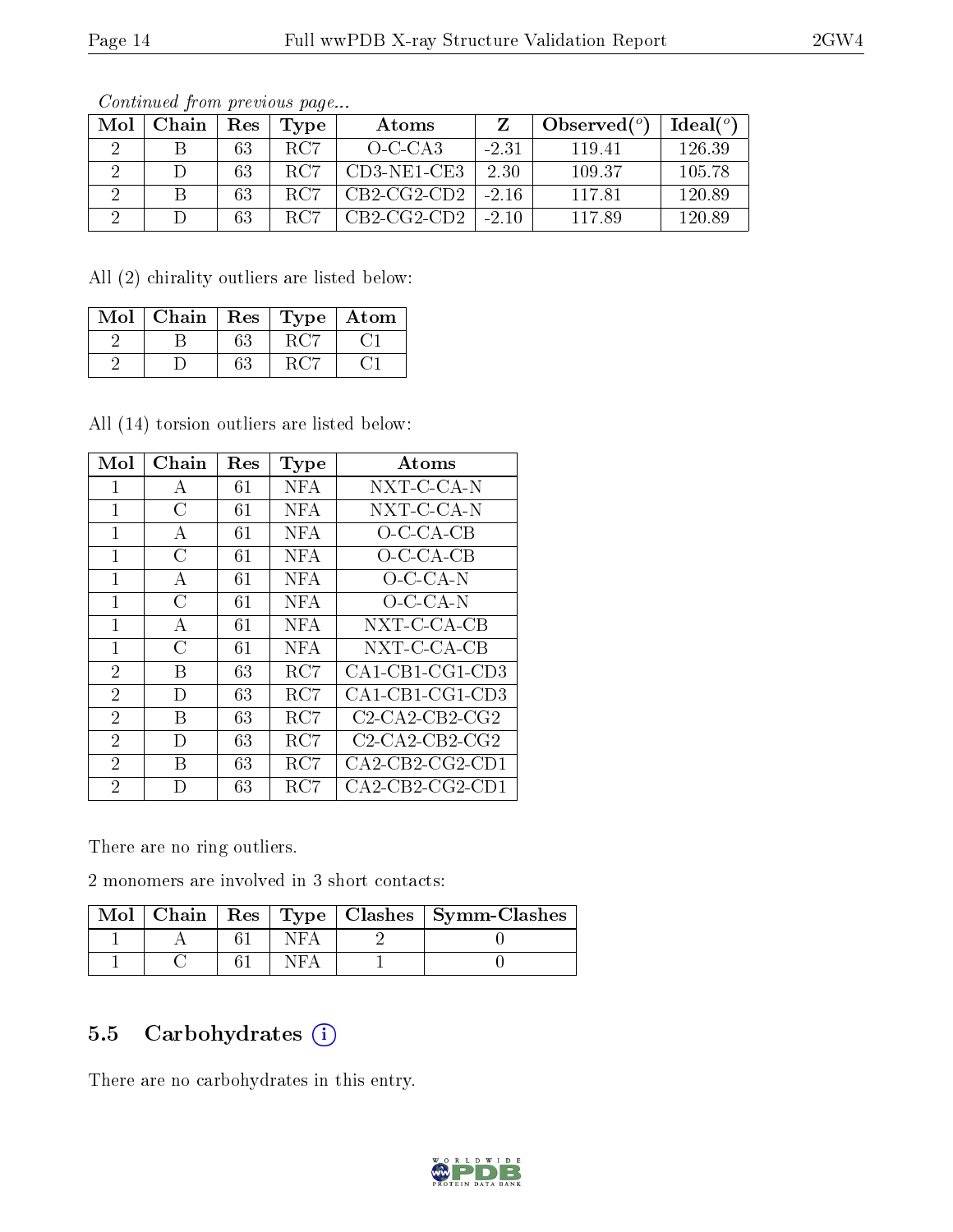*Continued from previous page...*

| Mol | Chain | Res | Type | Atoms | Z | Observed(°) | Ideal(°) |
|---|---|---|---|---|---|---|---|
| 2 | B | 63 | RC7 | O-C-CA3 | -2.31 | 119.41 | 126.39 |
| 2 | D | 63 | RC7 | CD3-NE1-CE3 | 2.30 | 109.37 | 105.78 |
| 2 | B | 63 | RC7 | CB2-CG2-CD2 | -2.16 | 117.81 | 120.89 |
| 2 | D | 63 | RC7 | CB2-CG2-CD2 | -2.10 | 117.89 | 120.89 |

All (2) chirality outliers are listed below:

| Mol | Chain | Res | Type | Atom |
|---|---|---|---|---|
| 2 | B | 63 | RC7 | C1 |
| 2 | D | 63 | RC7 | C1 |

All (14) torsion outliers are listed below:

| Mol | Chain | Res | Type | Atoms |
|---|---|---|---|---|
| 1 | A | 61 | NFA | NXT-C-CA-N |
| 1 | C | 61 | NFA | NXT-C-CA-N |
| 1 | A | 61 | NFA | O-C-CA-CB |
| 1 | C | 61 | NFA | O-C-CA-CB |
| 1 | A | 61 | NFA | O-C-CA-N |
| 1 | C | 61 | NFA | O-C-CA-N |
| 1 | A | 61 | NFA | NXT-C-CA-CB |
| 1 | C | 61 | NFA | NXT-C-CA-CB |
| 2 | B | 63 | RC7 | CA1-CB1-CG1-CD3 |
| 2 | D | 63 | RC7 | CA1-CB1-CG1-CD3 |
| 2 | B | 63 | RC7 | C2-CA2-CB2-CG2 |
| 2 | D | 63 | RC7 | C2-CA2-CB2-CG2 |
| 2 | B | 63 | RC7 | CA2-CB2-CG2-CD1 |
| 2 | D | 63 | RC7 | CA2-CB2-CG2-CD1 |

There are no ring outliers.

2 monomers are involved in 3 short contacts:

| Mol | Chain | Res | Type | Clashes | Symm-Clashes |
|---|---|---|---|---|---|
| 1 | A | 61 | NFA | 2 | 0 |
| 1 | C | 61 | NFA | 1 | 0 |

## 5.5 Carbohydrates (i)

There are no carbohydrates in this entry.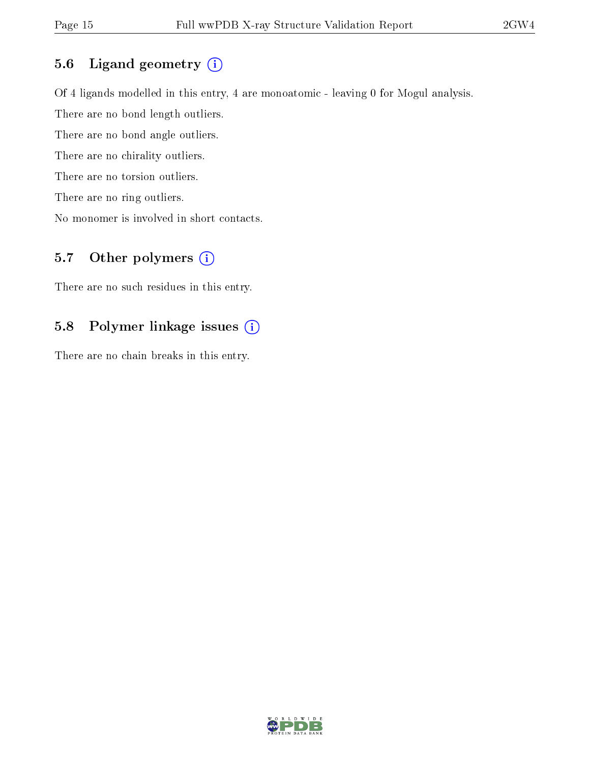### 5.6 Ligand geometry

Of 4 ligands modelled in this entry, 4 are monoatomic - leaving 0 for Mogul analysis.

There are no bond length outliers.

There are no bond angle outliers.

There are no chirality outliers.

There are no torsion outliers.

There are no ring outliers.

No monomer is involved in short contacts.

### 5.7 Other polymers

There are no such residues in this entry.

### 5.8 Polymer linkage issues

There are no chain breaks in this entry.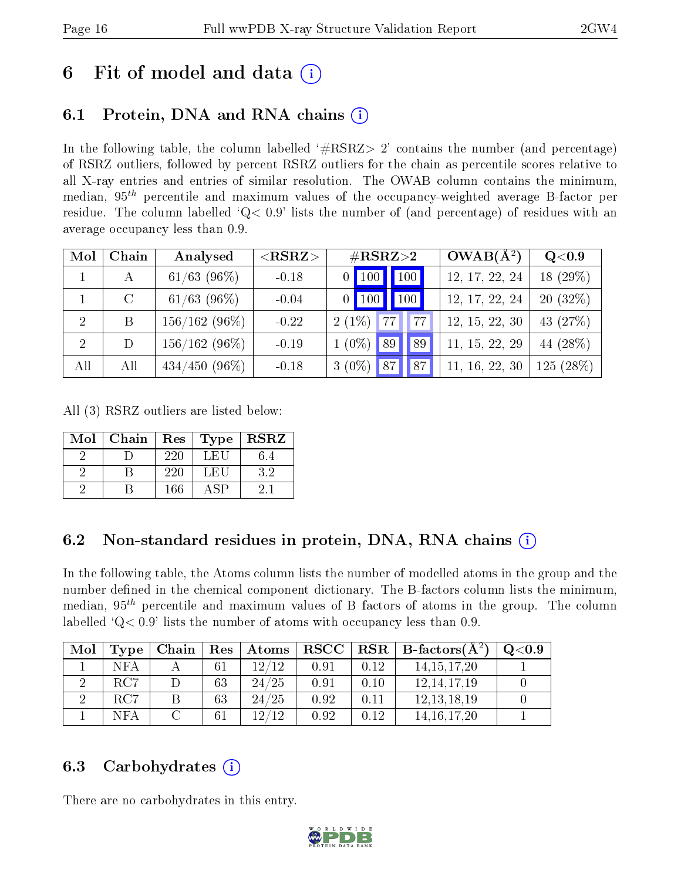# 6 Fit of model and data (i)

## 6.1 Protein, DNA and RNA chains (i)

In the following table, the column labelled '#RSRZ> 2' contains the number (and percentage) of RSRZ outliers, followed by percent RSRZ outliers for the chain as percentile scores relative to all X-ray entries and entries of similar resolution. The OWAB column contains the minimum, median, $95^{th}$ percentile and maximum values of the occupancy-weighted average B-factor per residue. The column labelled 'Q< 0.9' lists the number of (and percentage) of residues with an average occupancy less than 0.9.

| Mol | Chain | Analysed | <RSRZ> | #RSRZ>2 | | | OWAB(Å$^2$) | Q<0.9 |
|---|---|---|---|---|---|---|---|---|
| 1 | A | 61/63 (96%) | -0.18 | 0 | 100 | 100 | 12, 17, 22, 24 | 18 (29%) |
| 1 | C | 61/63 (96%) | -0.04 | 0 | 100 | 100 | 12, 17, 22, 24 | 20 (32%) |
| 2 | B | 156/162 (96%) | -0.22 | 2 (1%) | 77 | 77 | 12, 15, 22, 30 | 43 (27%) |
| 2 | D | 156/162 (96%) | -0.19 | 1 (0%) | 89 | 89 | 11, 15, 22, 29 | 44 (28%) |
| All | All | 434/450 (96%) | -0.18 | 3 (0%) | 87 | 87 | 11, 16, 22, 30 | 125 (28%) |

All (3) RSRZ outliers are listed below:

| Mol | Chain | Res | Type | RSRZ |
|---|---|---|---|---|
| 2 | D | 220 | LEU | 6.4 |
| 2 | B | 220 | LEU | 3.2 |
| 2 | B | 166 | ASP | 2.1 |

## 6.2 Non-standard residues in protein, DNA, RNA chains (i)

In the following table, the Atoms column lists the number of modelled atoms in the group and the number defined in the chemical component dictionary. The B-factors column lists the minimum, median, $95^{th}$ percentile and maximum values of B factors of atoms in the group. The column labelled 'Q< 0.9' lists the number of atoms with occupancy less than 0.9.

| Mol | Type | Chain | Res | Atoms | RSCC | RSR | B-factors(Å$^2$) | Q<0.9 |
|---|---|---|---|---|---|---|---|---|
| 1 | NFA | A | 61 | 12/12 | 0.91 | 0.12 | 14,15,17,20 | 1 |
| 2 | RC7 | D | 63 | 24/25 | 0.91 | 0.10 | 12,14,17,19 | 0 |
| 2 | RC7 | B | 63 | 24/25 | 0.92 | 0.11 | 12,13,18,19 | 0 |
| 1 | NFA | C | 61 | 12/12 | 0.92 | 0.12 | 14,16,17,20 | 1 |

## 6.3 Carbohydrates (i)

There are no carbohydrates in this entry.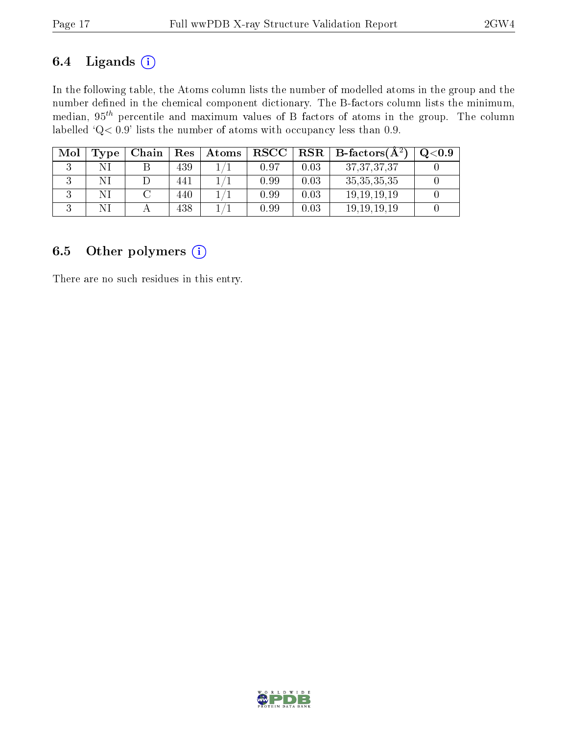## 6.4 Ligands

In the following table, the Atoms column lists the number of modelled atoms in the group and the number defined in the chemical component dictionary. The B-factors column lists the minimum, median, $95^{th}$ percentile and maximum values of B factors of atoms in the group. The column labelled 'Q< 0.9' lists the number of atoms with occupancy less than 0.9.

| Mol | Type | Chain | Res | Atoms | RSCC | RSR | B-factors(Å$^2$) | Q<0.9 |
|---|---|---|---|---|---|---|---|---|
| 3 | NI | B | 439 | 1/1 | 0.97 | 0.03 | 37,37,37,37 | 0 |
| 3 | NI | D | 441 | 1/1 | 0.99 | 0.03 | 35,35,35,35 | 0 |
| 3 | NI | C | 440 | 1/1 | 0.99 | 0.03 | 19,19,19,19 | 0 |
| 3 | NI | A | 438 | 1/1 | 0.99 | 0.03 | 19,19,19,19 | 0 |

## 6.5 Other polymers

There are no such residues in this entry.